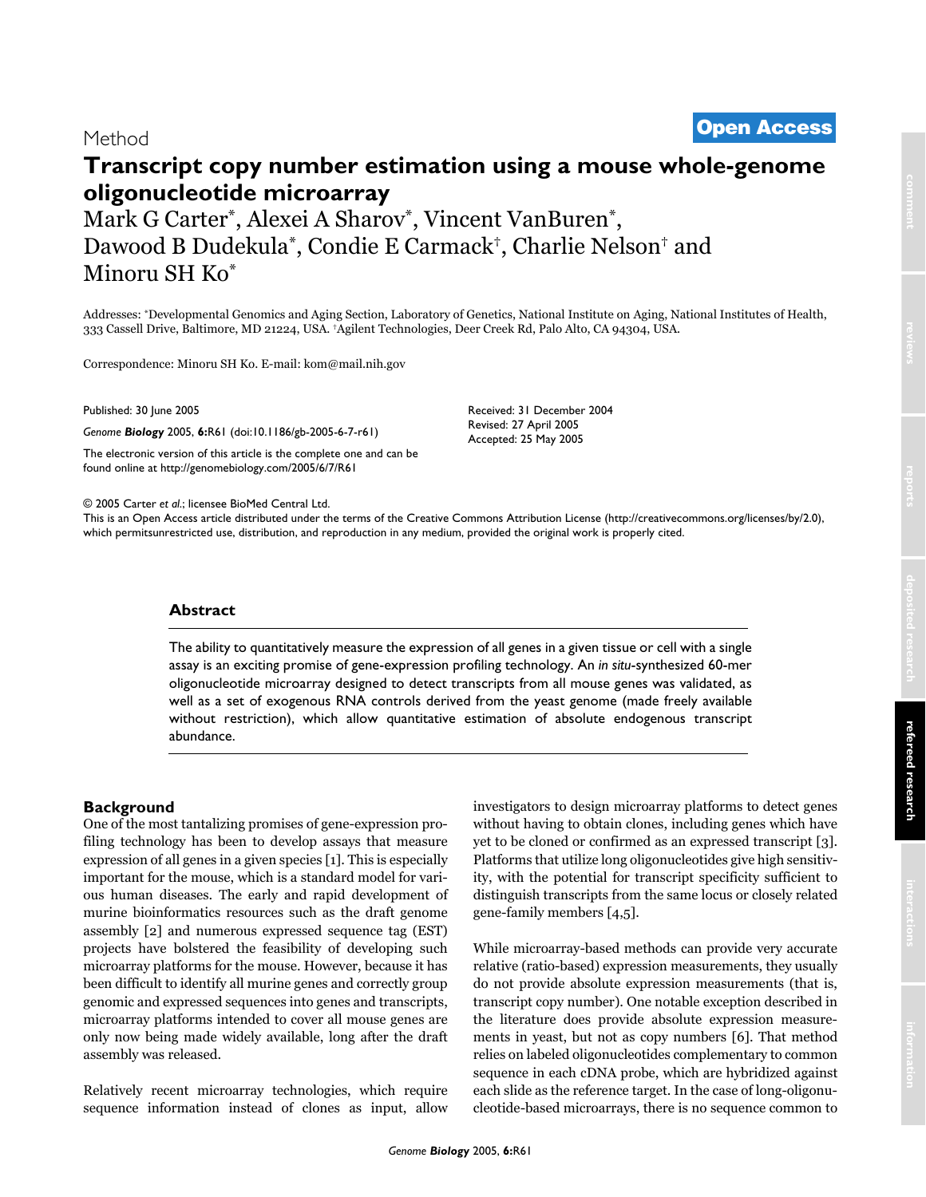Method

**Open Access**

# Transcript copy number estimation using a mouse whole-genome oligonucleotide microarray

Mark G Carter[*], Alexei A Sharov[*], Vincent VanBuren[*], Dawood B Dudekula[*], Condie E Carmack[†], Charlie Nelson[†] and Minoru SH Ko[*]

Addresses: [*]Developmental Genomics and Aging Section, Laboratory of Genetics, National Institute on Aging, National Institutes of Health, 333 Cassell Drive, Baltimore, MD 21224, USA. [†]Agilent Technologies, Deer Creek Rd, Palo Alto, CA 94304, USA.

Correspondence: Minoru SH Ko. E-mail: kom@mail.nih.gov

Published: 30 June 2005

*Genome **Biology*** 2005, **6:**R61 (doi:10.1186/gb-2005-6-7-r61)

The electronic version of this article is the complete one and can be found online at http://genomebiology.com/2005/6/7/R61

Received: 31 December 2004
Revised: 27 April 2005
Accepted: 25 May 2005

© 2005 Carter *et al*.; licensee BioMed Central Ltd.
This is an Open Access article distributed under the terms of the Creative Commons Attribution License (http://creativecommons.org/licenses/by/2.0), which permitsunrestricted use, distribution, and reproduction in any medium, provided the original work is properly cited.

## Abstract

The ability to quantitatively measure the expression of all genes in a given tissue or cell with a single assay is an exciting promise of gene-expression profiling technology. An *in situ*-synthesized 60-mer oligonucleotide microarray designed to detect transcripts from all mouse genes was validated, as well as a set of exogenous RNA controls derived from the yeast genome (made freely available without restriction), which allow quantitative estimation of absolute endogenous transcript abundance.

## Background

One of the most tantalizing promises of gene-expression profiling technology has been to develop assays that measure expression of all genes in a given species [1]. This is especially important for the mouse, which is a standard model for various human diseases. The early and rapid development of murine bioinformatics resources such as the draft genome assembly [2] and numerous expressed sequence tag (EST) projects have bolstered the feasibility of developing such microarray platforms for the mouse. However, because it has been difficult to identify all murine genes and correctly group genomic and expressed sequences into genes and transcripts, microarray platforms intended to cover all mouse genes are only now being made widely available, long after the draft assembly was released.

Relatively recent microarray technologies, which require sequence information instead of clones as input, allow investigators to design microarray platforms to detect genes without having to obtain clones, including genes which have yet to be cloned or confirmed as an expressed transcript [3]. Platforms that utilize long oligonucleotides give high sensitivity, with the potential for transcript specificity sufficient to distinguish transcripts from the same locus or closely related gene-family members [4,5].

While microarray-based methods can provide very accurate relative (ratio-based) expression measurements, they usually do not provide absolute expression measurements (that is, transcript copy number). One notable exception described in the literature does provide absolute expression measurements in yeast, but not as copy numbers [6]. That method relies on labeled oligonucleotides complementary to common sequence in each cDNA probe, which are hybridized against each slide as the reference target. In the case of long-oligonucleotide-based microarrays, there is no sequence common to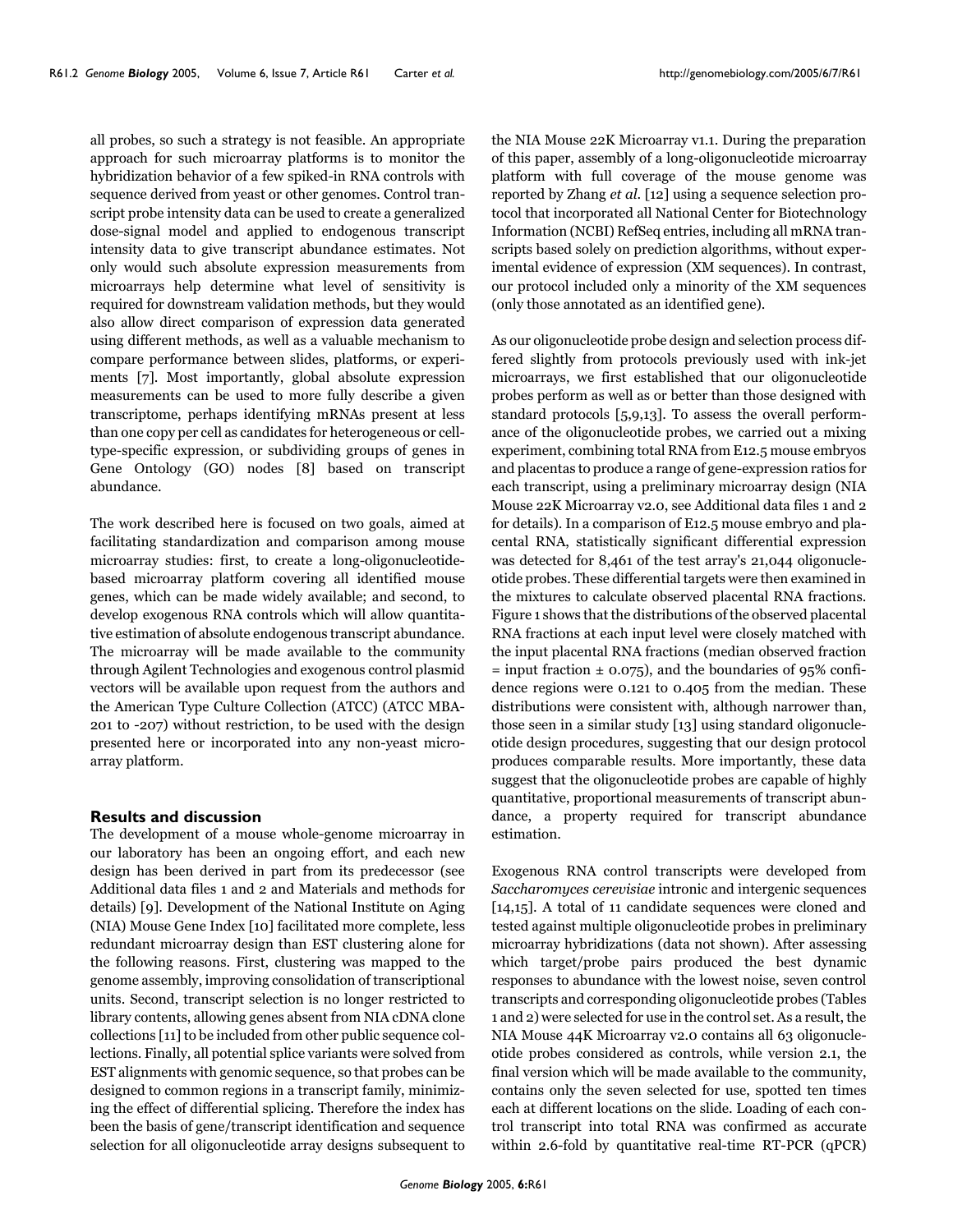all probes, so such a strategy is not feasible. An appropriate approach for such microarray platforms is to monitor the hybridization behavior of a few spiked-in RNA controls with sequence derived from yeast or other genomes. Control transcript probe intensity data can be used to create a generalized dose-signal model and applied to endogenous transcript intensity data to give transcript abundance estimates. Not only would such absolute expression measurements from microarrays help determine what level of sensitivity is required for downstream validation methods, but they would also allow direct comparison of expression data generated using different methods, as well as a valuable mechanism to compare performance between slides, platforms, or experiments [7]. Most importantly, global absolute expression measurements can be used to more fully describe a given transcriptome, perhaps identifying mRNAs present at less than one copy per cell as candidates for heterogeneous or cell-type-specific expression, or subdividing groups of genes in Gene Ontology (GO) nodes [8] based on transcript abundance.

The work described here is focused on two goals, aimed at facilitating standardization and comparison among mouse microarray studies: first, to create a long-oligonucleotide-based microarray platform covering all identified mouse genes, which can be made widely available; and second, to develop exogenous RNA controls which will allow quantitative estimation of absolute endogenous transcript abundance. The microarray will be made available to the community through Agilent Technologies and exogenous control plasmid vectors will be available upon request from the authors and the American Type Culture Collection (ATCC) (ATCC MBA-201 to -207) without restriction, to be used with the design presented here or incorporated into any non-yeast microarray platform.

## Results and discussion

The development of a mouse whole-genome microarray in our laboratory has been an ongoing effort, and each new design has been derived in part from its predecessor (see Additional data files 1 and 2 and Materials and methods for details) [9]. Development of the National Institute on Aging (NIA) Mouse Gene Index [10] facilitated more complete, less redundant microarray design than EST clustering alone for the following reasons. First, clustering was mapped to the genome assembly, improving consolidation of transcriptional units. Second, transcript selection is no longer restricted to library contents, allowing genes absent from NIA cDNA clone collections [11] to be included from other public sequence collections. Finally, all potential splice variants were solved from EST alignments with genomic sequence, so that probes can be designed to common regions in a transcript family, minimizing the effect of differential splicing. Therefore the index has been the basis of gene/transcript identification and sequence selection for all oligonucleotide array designs subsequent to the NIA Mouse 22K Microarray v1.1. During the preparation of this paper, assembly of a long-oligonucleotide microarray platform with full coverage of the mouse genome was reported by Zhang *et al*. [12] using a sequence selection protocol that incorporated all National Center for Biotechnology Information (NCBI) RefSeq entries, including all mRNA transcripts based solely on prediction algorithms, without experimental evidence of expression (XM sequences). In contrast, our protocol included only a minority of the XM sequences (only those annotated as an identified gene).

As our oligonucleotide probe design and selection process differed slightly from protocols previously used with ink-jet microarrays, we first established that our oligonucleotide probes perform as well as or better than those designed with standard protocols [5,9,13]. To assess the overall performance of the oligonucleotide probes, we carried out a mixing experiment, combining total RNA from E12.5 mouse embryos and placentas to produce a range of gene-expression ratios for each transcript, using a preliminary microarray design (NIA Mouse 22K Microarray v2.0, see Additional data files 1 and 2 for details). In a comparison of E12.5 mouse embryo and placental RNA, statistically significant differential expression was detected for 8,461 of the test array's 21,044 oligonucleotide probes. These differential targets were then examined in the mixtures to calculate observed placental RNA fractions. Figure 1 shows that the distributions of the observed placental RNA fractions at each input level were closely matched with the input placental RNA fractions (median observed fraction = input fraction ± 0.075), and the boundaries of 95% confidence regions were 0.121 to 0.405 from the median. These distributions were consistent with, although narrower than, those seen in a similar study [13] using standard oligonucleotide design procedures, suggesting that our design protocol produces comparable results. More importantly, these data suggest that the oligonucleotide probes are capable of highly quantitative, proportional measurements of transcript abundance, a property required for transcript abundance estimation.

Exogenous RNA control transcripts were developed from *Saccharomyces cerevisiae* intronic and intergenic sequences [14,15]. A total of 11 candidate sequences were cloned and tested against multiple oligonucleotide probes in preliminary microarray hybridizations (data not shown). After assessing which target/probe pairs produced the best dynamic responses to abundance with the lowest noise, seven control transcripts and corresponding oligonucleotide probes (Tables 1 and 2) were selected for use in the control set. As a result, the NIA Mouse 44K Microarray v2.0 contains all 63 oligonucleotide probes considered as controls, while version 2.1, the final version which will be made available to the community, contains only the seven selected for use, spotted ten times each at different locations on the slide. Loading of each control transcript into total RNA was confirmed as accurate within 2.6-fold by quantitative real-time RT-PCR (qPCR)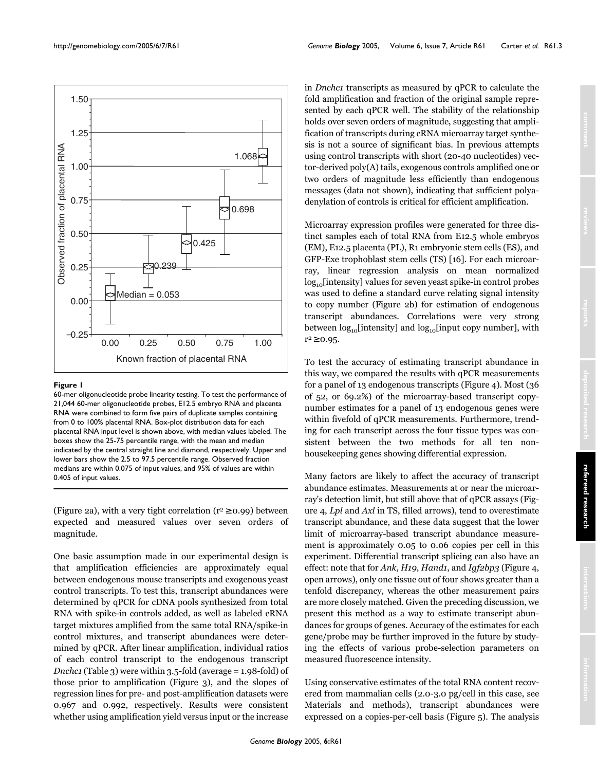**Figure 1**

60-mer oligonucleotide probe linearity testing. To test the performance of 21,044 60-mer oligonucleotide probes, E12.5 embryo RNA and placenta RNA were combined to form five pairs of duplicate samples containing from 0 to 100% placental RNA. Box-plot distribution data for each placental RNA input level is shown above, with median values labeled. The boxes show the 25-75 percentile range, with the mean and median indicated by the central straight line and diamond, respectively. Upper and lower bars show the 2.5 to 97.5 percentile range. Observed fraction medians are within 0.075 of input values, and 95% of values are within 0.405 of input values.

(Figure 2a), with a very tight correlation ($r^2 \geq 0.99$) between expected and measured values over seven orders of magnitude.

One basic assumption made in our experimental design is that amplification efficiencies are approximately equal between endogenous mouse transcripts and exogenous yeast control transcripts. To test this, transcript abundances were determined by qPCR for cDNA pools synthesized from total RNA with spike-in controls added, as well as labeled cRNA target mixtures amplified from the same total RNA/spike-in control mixtures, and transcript abundances were determined by qPCR. After linear amplification, individual ratios of each control transcript to the endogenous transcript *Dnchc1* (Table 3) were within 3.5-fold (average = 1.98-fold) of those prior to amplification (Figure 3), and the slopes of regression lines for pre- and post-amplification datasets were 0.967 and 0.992, respectively. Results were consistent whether using amplification yield versus input or the increase in *Dnchc1* transcripts as measured by qPCR to calculate the fold amplification and fraction of the original sample represented by each qPCR well. The stability of the relationship holds over seven orders of magnitude, suggesting that amplification of transcripts during cRNA microarray target synthesis is not a source of significant bias. In previous attempts using control transcripts with short (20-40 nucleotides) vector-derived poly(A) tails, exogenous controls amplified one or two orders of magnitude less efficiently than endogenous messages (data not shown), indicating that sufficient polyadenylation of controls is critical for efficient amplification.

Microarray expression profiles were generated for three distinct samples each of total RNA from E12.5 whole embryos (EM), E12.5 placenta (PL), R1 embryonic stem cells (ES), and GFP-Exe trophoblast stem cells (TS) [16]. For each microarray, linear regression analysis on mean normalized $\log_{10}$[intensity] values for seven yeast spike-in control probes was used to define a standard curve relating signal intensity to copy number (Figure 2b) for estimation of endogenous transcript abundances. Correlations were very strong between $\log_{10}$[intensity] and $\log_{10}$[input copy number], with $r^2 \geq 0.95$.

To test the accuracy of estimating transcript abundance in this way, we compared the results with qPCR measurements for a panel of 13 endogenous transcripts (Figure 4). Most (36 of 52, or 69.2%) of the microarray-based transcript copy-number estimates for a panel of 13 endogenous genes were within fivefold of qPCR measurements. Furthermore, trending for each transcript across the four tissue types was consistent between the two methods for all ten non-housekeeping genes showing differential expression.

Many factors are likely to affect the accuracy of transcript abundance estimates. Measurements at or near the microarray's detection limit, but still above that of qPCR assays (Figure 4, *Lpl* and *Axl* in TS, filled arrows), tend to overestimate transcript abundance, and these data suggest that the lower limit of microarray-based transcript abundance measurement is approximately 0.05 to 0.06 copies per cell in this experiment. Differential transcript splicing can also have an effect: note that for *Ank*, *H19*, *Hand1*, and *Igf2bp3* (Figure 4, open arrows), only one tissue out of four shows greater than a tenfold discrepancy, whereas the other measurement pairs are more closely matched. Given the preceding discussion, we present this method as a way to estimate transcript abundances for groups of genes. Accuracy of the estimates for each gene/probe may be further improved in the future by studying the effects of various probe-selection parameters on measured fluorescence intensity.

Using conservative estimates of the total RNA content recovered from mammalian cells (2.0-3.0 pg/cell in this case, see Materials and methods), transcript abundances were expressed on a copies-per-cell basis (Figure 5). The analysis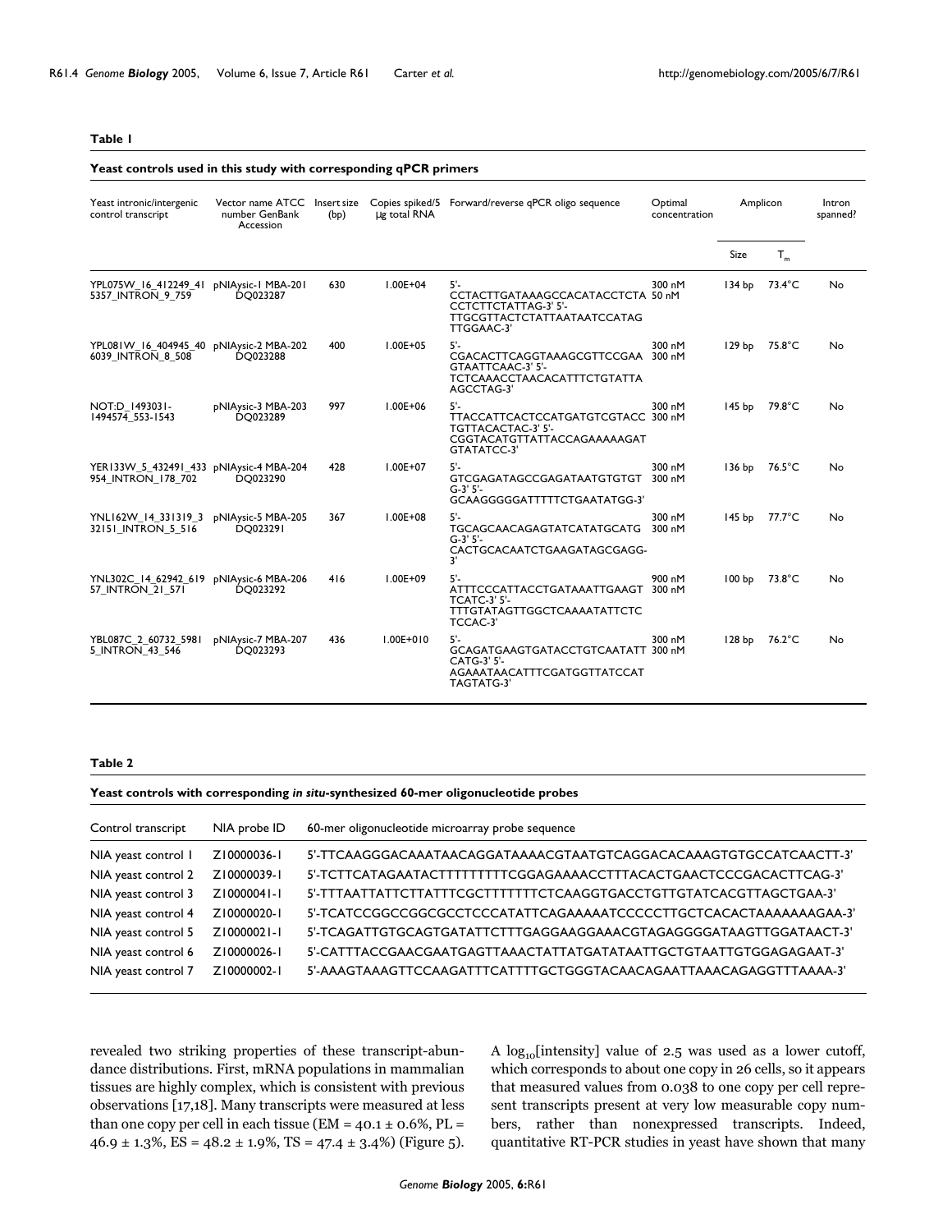**Table 1**

**Yeast controls used in this study with corresponding qPCR primers**

| Yeast intronic/intergenic control transcript | Vector name ATCC number GenBank Accession | Insert size (bp) | Copies spiked/5 μg total RNA | Forward/reverse qPCR oligo sequence | Optimal concentration | Amplicon | | Intron spanned? |
|---|---|---|---|---|---|---|---|---|
| | | | | | | Size | $T_m$ | |
| YPL075W_16_412249_415357_INTRON_9_759 | pNIAysic-1 MBA-201 DQ023287 | 630 | 1.00E+04 | 5'-CCTACTTGATAAAGCCACATACCTCTACCTCTTCTATTAG-3' 5'-TTGCGTTACTCTATTAATAATCCATAGTTGGAAC-3' | 300 nM 50 nM | 134 bp | 73.4°C | No |
| YPL081W_16_404945_406039_INTRON_8_508 | pNIAysic-2 MBA-202 DQ023288 | 400 | 1.00E+05 | 5'-CGACACTTCAGGTAAAGCGTTCCGAAGTAATTCAAC-3' 5'-TCTCAAACCTAACACATTTCTGTATTAAGCCTAG-3' | 300 nM 300 nM | 129 bp | 75.8°C | No |
| NOT:D_1493031-1494574_553-1543 | pNIAysic-3 MBA-203 DQ023289 | 997 | 1.00E+06 | 5'-TTACCATTCACTCCATGATGTCGTACCTGTTACACTAC-3' 5'-CGGTACATGTTATTACCAGAAAAAGATGTATATCC-3' | 300 nM 300 nM | 145 bp | 79.8°C | No |
| YER133W_5_432491_433954_INTRON_178_702 | pNIAysic-4 MBA-204 DQ023290 | 428 | 1.00E+07 | 5'-GTCGAGATAGCCGAGATAATGTGTGTG-3' 5'-GCAAGGGGGATTTTTCTGAATATGG-3' | 300 nM 300 nM | 136 bp | 76.5°C | No |
| YNL162W_14_331319_332151_INTRON_5_516 | pNIAysic-5 MBA-205 DQ023291 | 367 | 1.00E+08 | 5'-TGCAGCAACAGAGTATCATATGCATGG-3' 5'-CACTGCACAATCTGAAGATAGCGAGG-3' | 300 nM 300 nM | 145 bp | 77.7°C | No |
| YNL302C_14_62942_61957_INTRON_21_571 | pNIAysic-6 MBA-206 DQ023292 | 416 | 1.00E+09 | 5'-ATTTCCCATTACCTGATAAATTGAAGTTCATC-3' 5'-TTTGTATAGTTGGCTCAAAATATTCTCTCCAC-3' | 900 nM 300 nM | 100 bp | 73.8°C | No |
| YBL087C_2_60732_59815_INTRON_43_546 | pNIAysic-7 MBA-207 DQ023293 | 436 | 1.00E+010 | 5'-GCAGATGAAGTGATACCTGTCAATATTCATG-3' 5'-AGAAATAACATTTCGATGGTTATCCATTAGTATG-3' | 300 nM 300 nM | 128 bp | 76.2°C | No |

**Table 2**

**Yeast controls with corresponding *in situ*-synthesized 60-mer oligonucleotide probes**

| Control transcript | NIA probe ID | 60-mer oligonucleotide microarray probe sequence |
|---|---|---|
| NIA yeast control 1 | Z10000036-1 | 5'-TTCAAGGGACAAATAACAGGATAAAACGTAATGTCAGGACACAAAGTGTGCCATCAACTT-3' |
| NIA yeast control 2 | Z10000039-1 | 5'-TCTTCATAGAATACTTTTTTTTTCGGAGAAAACCTTTACACTGAACTCCCGACACTTCAG-3' |
| NIA yeast control 3 | Z10000041-1 | 5'-TTTAATTATTCTTATTTCGCTTTTTTTCTCAAGGTGACCTGTTGTATCACGTTAGCTGAA-3' |
| NIA yeast control 4 | Z10000020-1 | 5'-TCATCCGGCCGGCGCCTCCCATATTCAGAAAAATCCCCCTTGCTCACACTAAAAAAAGAA-3' |
| NIA yeast control 5 | Z10000021-1 | 5'-TCAGATTGTGCAGTGATATTCTTTGAGGAAGGAAACGTAGAGGGGATAAGTTGGATAACT-3' |
| NIA yeast control 6 | Z10000026-1 | 5'-CATTTACCGAACGAATGAGTTAAACTATTATGATATAATTGCTGTAATTGTGGAGAGAAT-3' |
| NIA yeast control 7 | Z10000002-1 | 5'-AAAGTAAAGTTCCAAGATTTCATTTTGCTGGGTACAACAGAATTAAACAGAGGTTTAAAA-3' |

revealed two striking properties of these transcript-abundance distributions. First, mRNA populations in mammalian tissues are highly complex, which is consistent with previous observations [17,18]. Many transcripts were measured at less than one copy per cell in each tissue (EM = 40.1 ± 0.6%, PL = 46.9 ± 1.3%, ES = 48.2 ± 1.9%, TS = 47.4 ± 3.4%) (Figure 5). A $\log_{10}$[intensity] value of 2.5 was used as a lower cutoff, which corresponds to about one copy in 26 cells, so it appears that measured values from 0.038 to one copy per cell represent transcripts present at very low measurable copy numbers, rather than nonexpressed transcripts. Indeed, quantitative RT-PCR studies in yeast have shown that many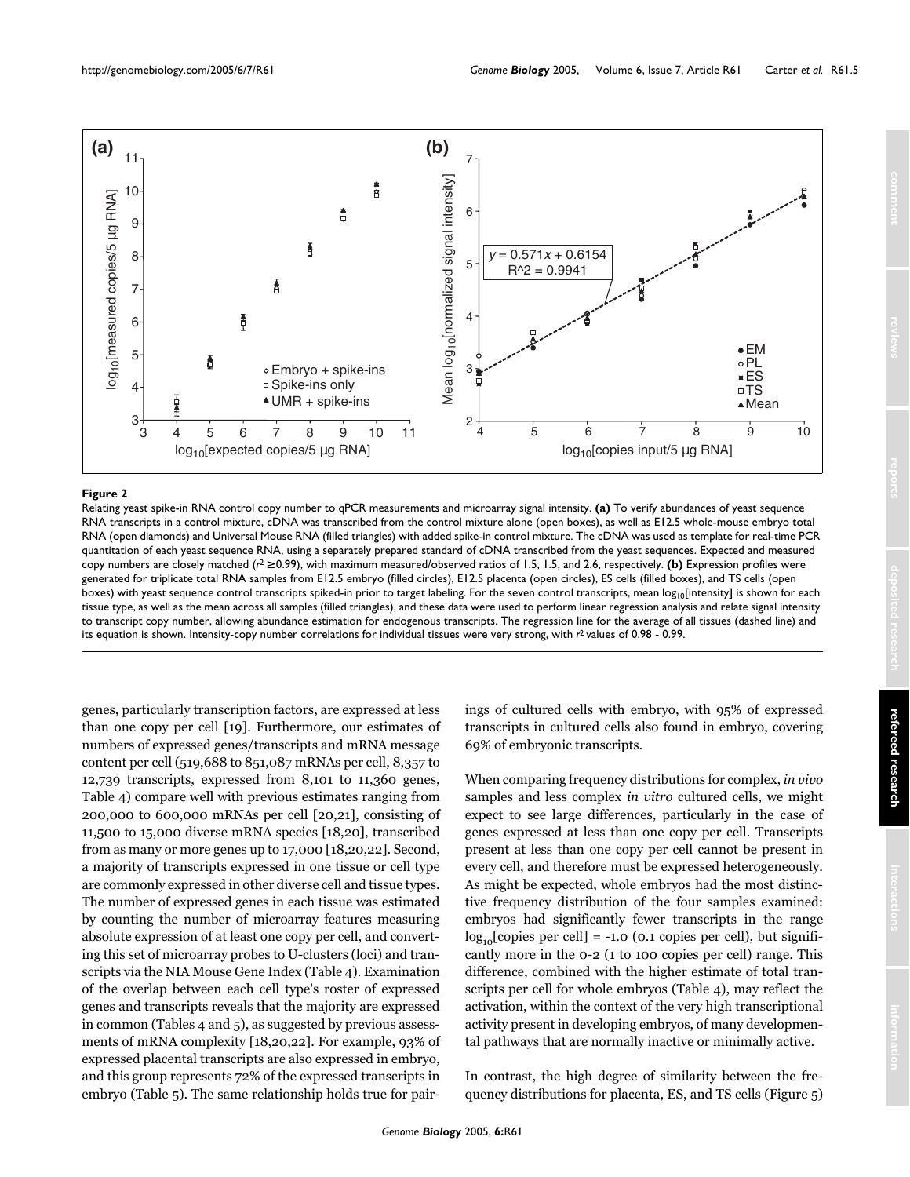**Figure 2**

Relating yeast spike-in RNA control copy number to qPCR measurements and microarray signal intensity. **(a)** To verify abundances of yeast sequence RNA transcripts in a control mixture, cDNA was transcribed from the control mixture alone (open boxes), as well as E12.5 whole-mouse embryo total RNA (open diamonds) and Universal Mouse RNA (filled triangles) with added spike-in control mixture. The cDNA was used as template for real-time PCR quantitation of each yeast sequence RNA, using a separately prepared standard of cDNA transcribed from the yeast sequences. Expected and measured copy numbers are closely matched ($r^2 \geq 0.99$), with maximum measured/observed ratios of 1.5, 1.5, and 2.6, respectively. **(b)** Expression profiles were generated for triplicate total RNA samples from E12.5 embryo (filled circles), E12.5 placenta (open circles), ES cells (filled boxes), and TS cells (open boxes) with yeast sequence control transcripts spiked-in prior to target labeling. For the seven control transcripts, mean $\log_{10}$[intensity] is shown for each tissue type, as well as the mean across all samples (filled triangles), and these data were used to perform linear regression analysis and relate signal intensity to transcript copy number, allowing abundance estimation for endogenous transcripts. The regression line for the average of all tissues (dashed line) and its equation is shown. Intensity-copy number correlations for individual tissues were very strong, with $r^2$ values of 0.98 - 0.99.

genes, particularly transcription factors, are expressed at less than one copy per cell [19]. Furthermore, our estimates of numbers of expressed genes/transcripts and mRNA message content per cell (519,688 to 851,087 mRNAs per cell, 8,357 to 12,739 transcripts, expressed from 8,101 to 11,360 genes, Table 4) compare well with previous estimates ranging from 200,000 to 600,000 mRNAs per cell [20,21], consisting of 11,500 to 15,000 diverse mRNA species [18,20], transcribed from as many or more genes up to 17,000 [18,20,22]. Second, a majority of transcripts expressed in one tissue or cell type are commonly expressed in other diverse cell and tissue types. The number of expressed genes in each tissue was estimated by counting the number of microarray features measuring absolute expression of at least one copy per cell, and converting this set of microarray probes to U-clusters (loci) and transcripts via the NIA Mouse Gene Index (Table 4). Examination of the overlap between each cell type's roster of expressed genes and transcripts reveals that the majority are expressed in common (Tables 4 and 5), as suggested by previous assessments of mRNA complexity [18,20,22]. For example, 93% of expressed placental transcripts are also expressed in embryo, and this group represents 72% of the expressed transcripts in embryo (Table 5). The same relationship holds true for pairings of cultured cells with embryo, with 95% of expressed transcripts in cultured cells also found in embryo, covering 69% of embryonic transcripts.

When comparing frequency distributions for complex, *in vivo* samples and less complex *in vitro* cultured cells, we might expect to see large differences, particularly in the case of genes expressed at less than one copy per cell. Transcripts present at less than one copy per cell cannot be present in every cell, and therefore must be expressed heterogeneously. As might be expected, whole embryos had the most distinctive frequency distribution of the four samples examined: embryos had significantly fewer transcripts in the range $\log_{10}$[copies per cell] = -1.0 (0.1 copies per cell), but significantly more in the 0-2 (1 to 100 copies per cell) range. This difference, combined with the higher estimate of total transcripts per cell for whole embryos (Table 4), may reflect the activation, within the context of the very high transcriptional activity present in developing embryos, of many developmental pathways that are normally inactive or minimally active.

In contrast, the high degree of similarity between the frequency distributions for placenta, ES, and TS cells (Figure 5)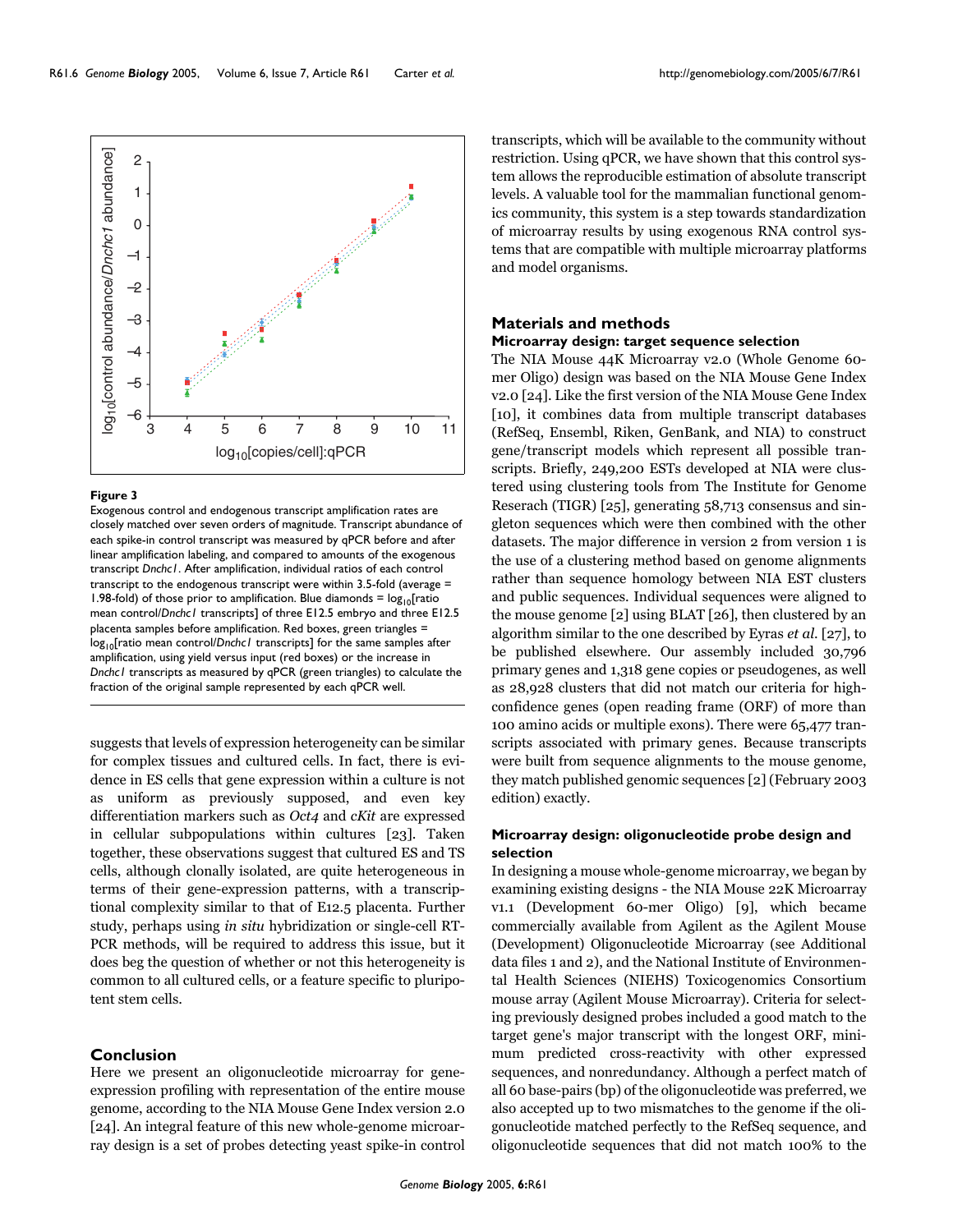**Figure 3**

Exogenous control and endogenous transcript amplification rates are closely matched over seven orders of magnitude. Transcript abundance of each spike-in control transcript was measured by qPCR before and after linear amplification labeling, and compared to amounts of the exogenous transcript *Dnchc1*. After amplification, individual ratios of each control transcript to the endogenous transcript were within 3.5-fold (average = 1.98-fold) of those prior to amplification. Blue diamonds = $\log_{10}$[ratio mean control/*Dnchc1* transcripts] of three E12.5 embryo and three E12.5 placenta samples before amplification. Red boxes, green triangles = $\log_{10}$[ratio mean control/*Dnchc1* transcripts] for the same samples after amplification, using yield versus input (red boxes) or the increase in *Dnchc1* transcripts as measured by qPCR (green triangles) to calculate the fraction of the original sample represented by each qPCR well.

suggests that levels of expression heterogeneity can be similar for complex tissues and cultured cells. In fact, there is evidence in ES cells that gene expression within a culture is not as uniform as previously supposed, and even key differentiation markers such as *Oct4* and *cKit* are expressed in cellular subpopulations within cultures [23]. Taken together, these observations suggest that cultured ES and TS cells, although clonally isolated, are quite heterogeneous in terms of their gene-expression patterns, with a transcriptional complexity similar to that of E12.5 placenta. Further study, perhaps using *in situ* hybridization or single-cell RT-PCR methods, will be required to address this issue, but it does beg the question of whether or not this heterogeneity is common to all cultured cells, or a feature specific to pluripotent stem cells.

## Conclusion

Here we present an oligonucleotide microarray for gene-expression profiling with representation of the entire mouse genome, according to the NIA Mouse Gene Index version 2.0 [24]. An integral feature of this new whole-genome microarray design is a set of probes detecting yeast spike-in control transcripts, which will be available to the community without restriction. Using qPCR, we have shown that this control system allows the reproducible estimation of absolute transcript levels. A valuable tool for the mammalian functional genomics community, this system is a step towards standardization of microarray results by using exogenous RNA control systems that are compatible with multiple microarray platforms and model organisms.

## Materials and methods

### Microarray design: target sequence selection

The NIA Mouse 44K Microarray v2.0 (Whole Genome 60-mer Oligo) design was based on the NIA Mouse Gene Index v2.0 [24]. Like the first version of the NIA Mouse Gene Index [10], it combines data from multiple transcript databases (RefSeq, Ensembl, Riken, GenBank, and NIA) to construct gene/transcript models which represent all possible transcripts. Briefly, 249,200 ESTs developed at NIA were clustered using clustering tools from The Institute for Genome Reserach (TIGR) [25], generating 58,713 consensus and singleton sequences which were then combined with the other datasets. The major difference in version 2 from version 1 is the use of a clustering method based on genome alignments rather than sequence homology between NIA EST clusters and public sequences. Individual sequences were aligned to the mouse genome [2] using BLAT [26], then clustered by an algorithm similar to the one described by Eyras *et al.* [27], to be published elsewhere. Our assembly included 30,796 primary genes and 1,318 gene copies or pseudogenes, as well as 28,928 clusters that did not match our criteria for high-confidence genes (open reading frame (ORF) of more than 100 amino acids or multiple exons). There were 65,477 transcripts associated with primary genes. Because transcripts were built from sequence alignments to the mouse genome, they match published genomic sequences [2] (February 2003 edition) exactly.

### Microarray design: oligonucleotide probe design and selection

In designing a mouse whole-genome microarray, we began by examining existing designs - the NIA Mouse 22K Microarray v1.1 (Development 60-mer Oligo) [9], which became commercially available from Agilent as the Agilent Mouse (Development) Oligonucleotide Microarray (see Additional data files 1 and 2), and the National Institute of Environmental Health Sciences (NIEHS) Toxicogenomics Consortium mouse array (Agilent Mouse Microarray). Criteria for selecting previously designed probes included a good match to the target gene's major transcript with the longest ORF, minimum predicted cross-reactivity with other expressed sequences, and nonredundancy. Although a perfect match of all 60 base-pairs (bp) of the oligonucleotide was preferred, we also accepted up to two mismatches to the genome if the oligonucleotide matched perfectly to the RefSeq sequence, and oligonucleotide sequences that did not match 100% to the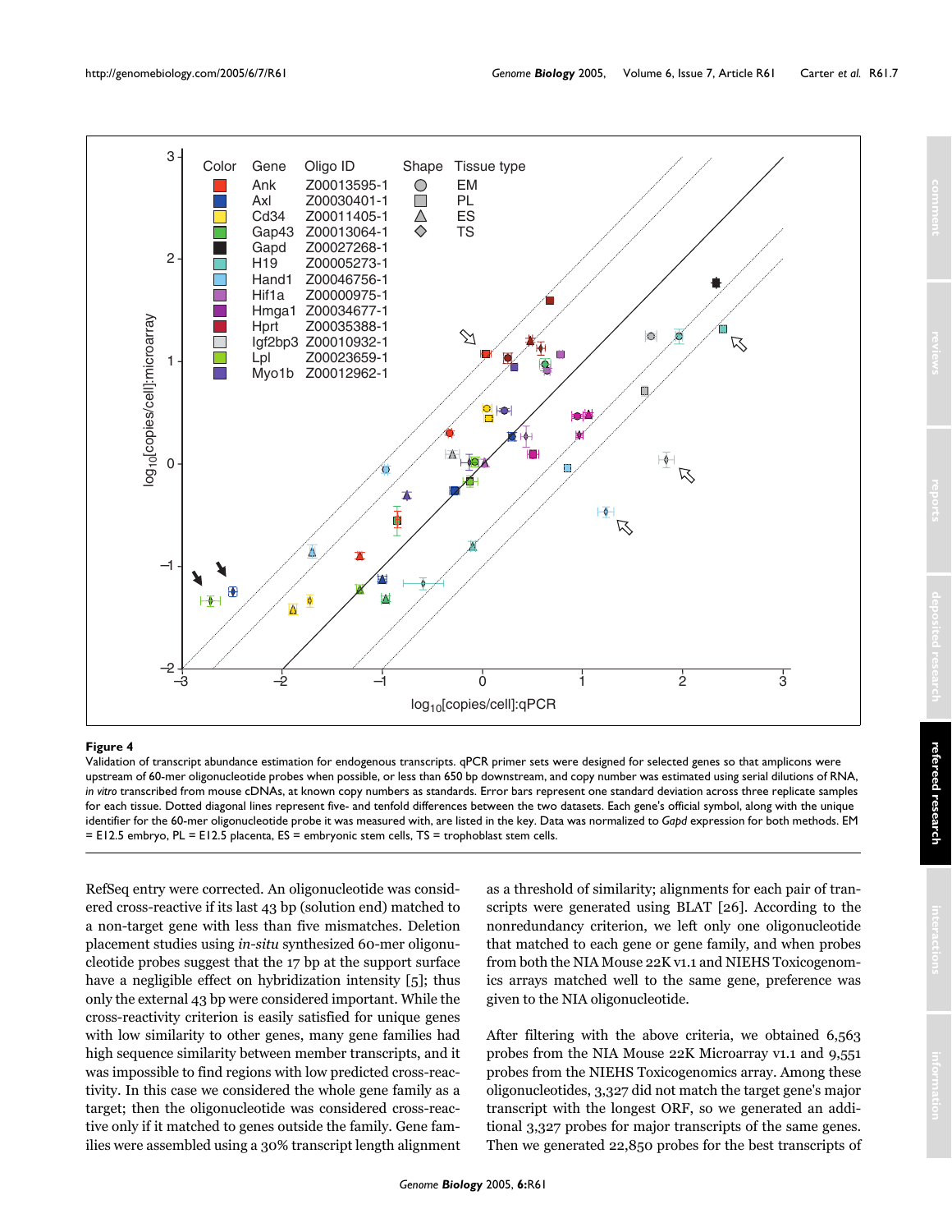**Figure 4**

Validation of transcript abundance estimation for endogenous transcripts. qPCR primer sets were designed for selected genes so that amplicons were upstream of 60-mer oligonucleotide probes when possible, or less than 650 bp downstream, and copy number was estimated using serial dilutions of RNA, *in vitro* transcribed from mouse cDNAs, at known copy numbers as standards. Error bars represent one standard deviation across three replicate samples for each tissue. Dotted diagonal lines represent five- and tenfold differences between the two datasets. Each gene's official symbol, along with the unique identifier for the 60-mer oligonucleotide probe it was measured with, are listed in the key. Data was normalized to *Gapd* expression for both methods. EM = E12.5 embryo, PL = E12.5 placenta, ES = embryonic stem cells, TS = trophoblast stem cells.

RefSeq entry were corrected. An oligonucleotide was considered cross-reactive if its last 43 bp (solution end) matched to a non-target gene with less than five mismatches. Deletion placement studies using *in-situ* synthesized 60-mer oligonucleotide probes suggest that the 17 bp at the support surface have a negligible effect on hybridization intensity [5]; thus only the external 43 bp were considered important. While the cross-reactivity criterion is easily satisfied for unique genes with low similarity to other genes, many gene families had high sequence similarity between member transcripts, and it was impossible to find regions with low predicted cross-reactivity. In this case we considered the whole gene family as a target; then the oligonucleotide was considered cross-reactive only if it matched to genes outside the family. Gene families were assembled using a 30% transcript length alignment as a threshold of similarity; alignments for each pair of transcripts were generated using BLAT [26]. According to the nonredundancy criterion, we left only one oligonucleotide that matched to each gene or gene family, and when probes from both the NIA Mouse 22K v1.1 and NIEHS Toxicogenomics arrays matched well to the same gene, preference was given to the NIA oligonucleotide.

After filtering with the above criteria, we obtained 6,563 probes from the NIA Mouse 22K Microarray v1.1 and 9,551 probes from the NIEHS Toxicogenomics array. Among these oligonucleotides, 3,327 did not match the target gene's major transcript with the longest ORF, so we generated an additional 3,327 probes for major transcripts of the same genes. Then we generated 22,850 probes for the best transcripts of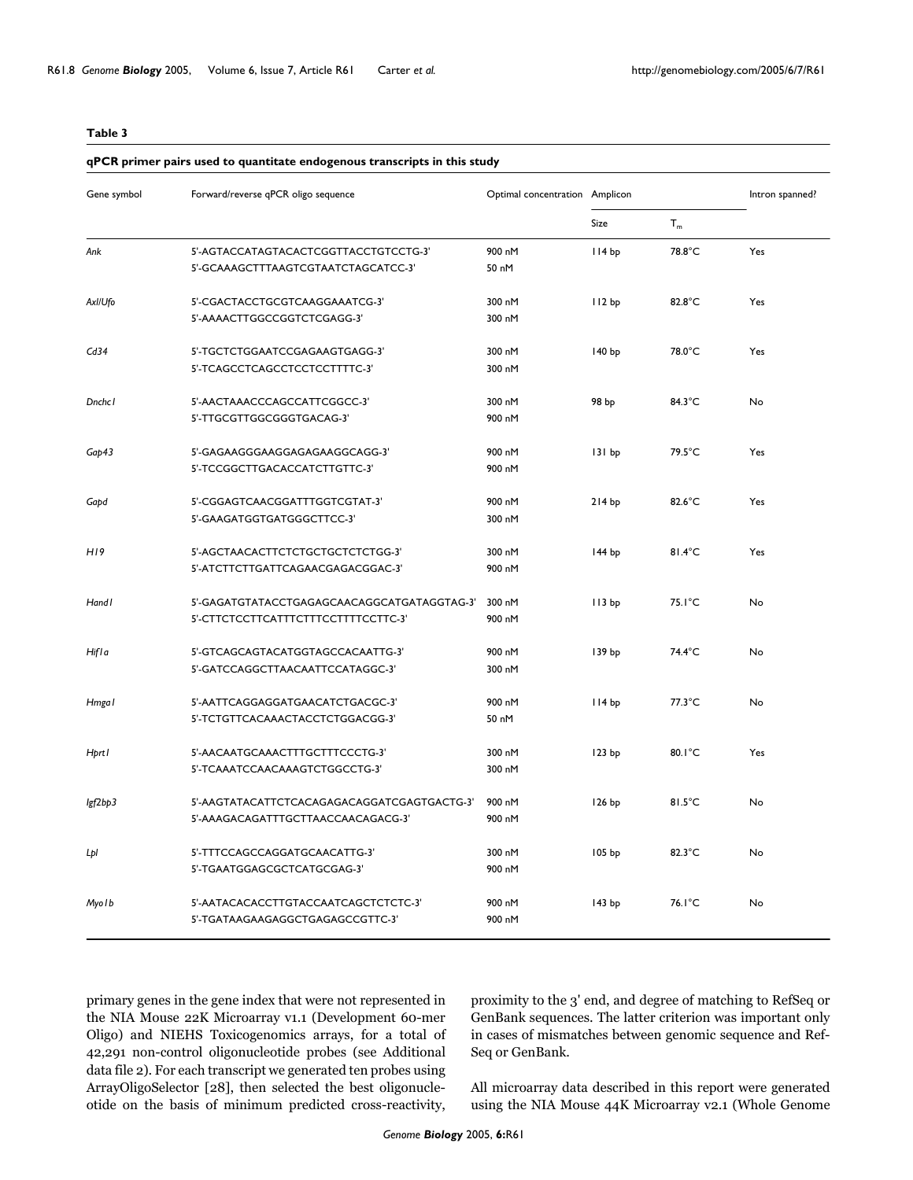**Table 3**

**qPCR primer pairs used to quantitate endogenous transcripts in this study**

| Gene symbol | Forward/reverse qPCR oligo sequence | Optimal concentration | Amplicon | | Intron spanned? |
|---|---|---|---|---|---|
| | | | Size | $T_m$ | |
| *Ank* | 5'-AGTACCATAGTACACTCGGTTACCTGTCCTG-3'<br>5'-GCAAAGCTTTAAGTCGTAATCTAGCATCC-3' | 900 nM<br>50 nM | 114 bp | 78.8°C | Yes |
| *Axl/Ufo* | 5'-CGACTACCTGCGTCAAGGAAATCG-3'<br>5'-AAAACTTGGCCGGTCTCGAGG-3' | 300 nM<br>300 nM | 112 bp | 82.8°C | Yes |
| *Cd34* | 5'-TGCTCTGGAATCCGAGAAGTGAGG-3'<br>5'-TCAGCCTCAGCCTCCTCCTTTTC-3' | 300 nM<br>300 nM | 140 bp | 78.0°C | Yes |
| *Dnchc1* | 5'-AACTAAACCCAGCCATTCGGCC-3'<br>5'-TTGCGTTGGCGGGTGACAG-3' | 300 nM<br>900 nM | 98 bp | 84.3°C | No |
| *Gap43* | 5'-GAGAAGGGAAGGAGAGAAGGCAGG-3'<br>5'-TCCGGCTTGACACCATCTTGTTC-3' | 900 nM<br>900 nM | 131 bp | 79.5°C | Yes |
| *Gapd* | 5'-CGGAGTCAACGGATTTGGTCGTAT-3'<br>5'-GAAGATGGTGATGGGCTTCC-3' | 900 nM<br>300 nM | 214 bp | 82.6°C | Yes |
| *H19* | 5'-AGCTAACACTTCTCTGCTGCTCTCTGG-3'<br>5'-ATCTTCTTGATTCAGAACGAGACGGAC-3' | 300 nM<br>900 nM | 144 bp | 81.4°C | Yes |
| *Hand1* | 5'-GAGATGTATACCTGAGAGCAACAGGCATGATAGGTAG-3'<br>5'-CTTCTCCTTCATTTCTTTCCTTTTCCTTC-3' | 300 nM<br>900 nM | 113 bp | 75.1°C | No |
| *Hif1a* | 5'-GTCAGCAGTACATGGTAGCCACAATTG-3'<br>5'-GATCCAGGCTTAACAATTCCATAGGC-3' | 900 nM<br>300 nM | 139 bp | 74.4°C | No |
| *Hmga1* | 5'-AATTCAGGAGGATGAACATCTGACGC-3'<br>5'-TCTGTTCACAAACTACCTCTGGACGG-3' | 900 nM<br>50 nM | 114 bp | 77.3°C | No |
| *Hprt1* | 5'-AACAATGCAAACTTTGCTTTCCCTG-3'<br>5'-TCAAATCCAACAAAGTCTGGCCTG-3' | 300 nM<br>300 nM | 123 bp | 80.1°C | Yes |
| *Igf2bp3* | 5'-AAGTATACATTCTCACAGAGACAGGATCGAGTGACTG-3'<br>5'-AAAGACAGATTTGCTTAACCAACAGACG-3' | 900 nM<br>900 nM | 126 bp | 81.5°C | No |
| *Lpl* | 5'-TTTCCAGCCAGGATGCAACATTG-3'<br>5'-TGAATGGAGCGCTCATGCGAG-3' | 300 nM<br>900 nM | 105 bp | 82.3°C | No |
| *Myo1b* | 5'-AATACACACCTTGTACCAATCAGCTCTCTC-3'<br>5'-TGATAAGAAGAGGCTGAGAGCCGTTC-3' | 900 nM<br>900 nM | 143 bp | 76.1°C | No |

primary genes in the gene index that were not represented in the NIA Mouse 22K Microarray v1.1 (Development 60-mer Oligo) and NIEHS Toxicogenomics arrays, for a total of 42,291 non-control oligonucleotide probes (see Additional data file 2). For each transcript we generated ten probes using ArrayOligoSelector [28], then selected the best oligonucleotide on the basis of minimum predicted cross-reactivity, proximity to the 3' end, and degree of matching to RefSeq or GenBank sequences. The latter criterion was important only in cases of mismatches between genomic sequence and RefSeq or GenBank.

All microarray data described in this report were generated using the NIA Mouse 44K Microarray v2.1 (Whole Genome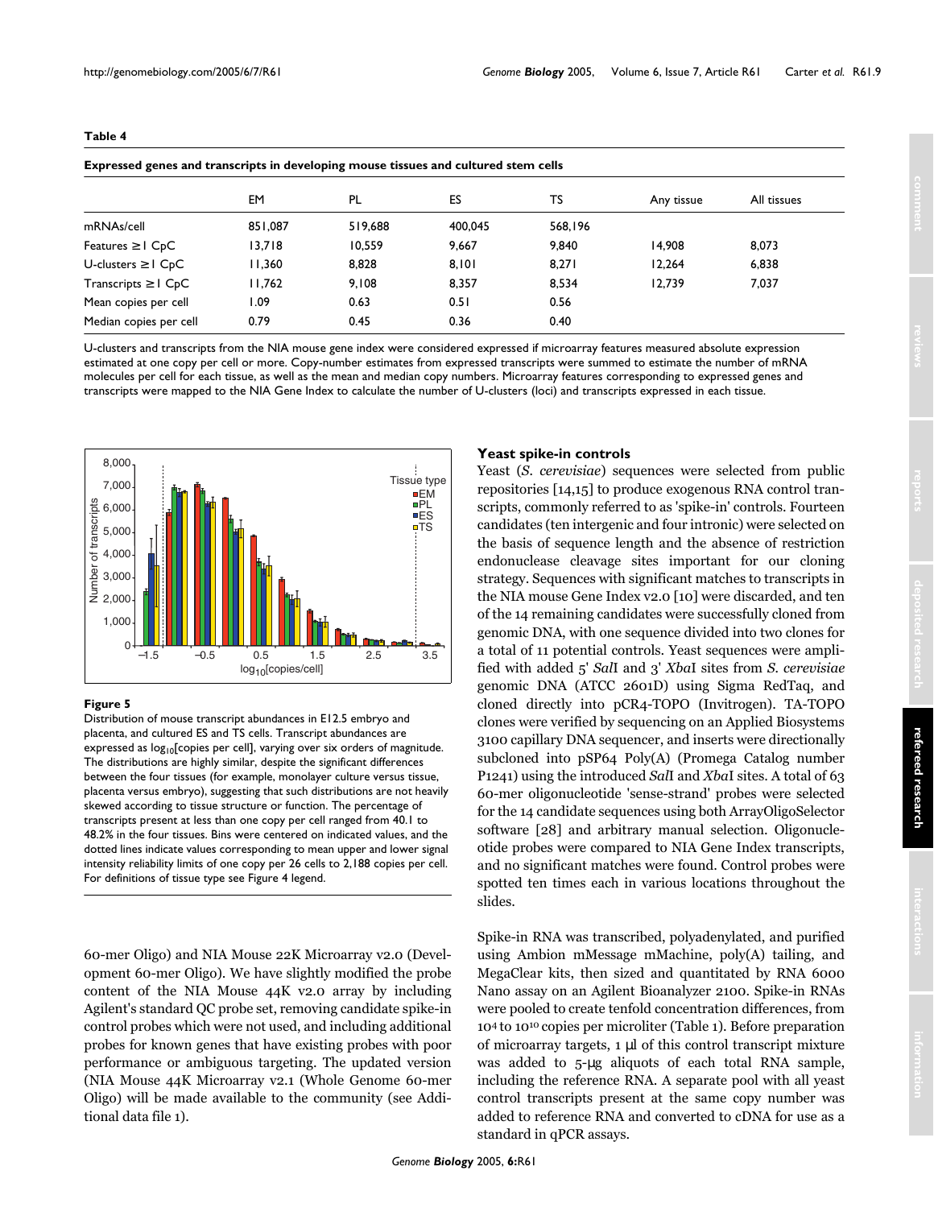**Table 4**

**Expressed genes and transcripts in developing mouse tissues and cultured stem cells**

| | EM | PL | ES | TS | Any tissue | All tissues |
|---|---|---|---|---|---|---|
| mRNAs/cell | 851,087 | 519,688 | 400,045 | 568,196 | | |
| Features ≥ 1 CpC | 13,718 | 10,559 | 9,667 | 9,840 | 14,908 | 8,073 |
| U-clusters ≥ 1 CpC | 11,360 | 8,828 | 8,101 | 8,271 | 12,264 | 6,838 |
| Transcripts ≥ 1 CpC | 11,762 | 9,108 | 8,357 | 8,534 | 12,739 | 7,037 |
| Mean copies per cell | 1.09 | 0.63 | 0.51 | 0.56 | | |
| Median copies per cell | 0.79 | 0.45 | 0.36 | 0.40 | | |

U-clusters and transcripts from the NIA mouse gene index were considered expressed if microarray features measured absolute expression estimated at one copy per cell or more. Copy-number estimates from expressed transcripts were summed to estimate the number of mRNA molecules per cell for each tissue, as well as the mean and median copy numbers. Microarray features corresponding to expressed genes and transcripts were mapped to the NIA Gene Index to calculate the number of U-clusters (loci) and transcripts expressed in each tissue.

**Figure 5**

Distribution of mouse transcript abundances in E12.5 embryo and placenta, and cultured ES and TS cells. Transcript abundances are expressed as $\log_{10}$[copies per cell], varying over six orders of magnitude. The distributions are highly similar, despite the significant differences between the four tissues (for example, monolayer culture versus tissue, placenta versus embryo), suggesting that such distributions are not heavily skewed according to tissue structure or function. The percentage of transcripts present at less than one copy per cell ranged from 40.1 to 48.2% in the four tissues. Bins were centered on indicated values, and the dotted lines indicate values corresponding to mean upper and lower signal intensity reliability limits of one copy per 26 cells to 2,188 copies per cell. For definitions of tissue type see Figure 4 legend.

60-mer Oligo) and NIA Mouse 22K Microarray v2.0 (Development 60-mer Oligo). We have slightly modified the probe content of the NIA Mouse 44K v2.0 array by including Agilent's standard QC probe set, removing candidate spike-in control probes which were not used, and including additional probes for known genes that have existing probes with poor performance or ambiguous targeting. The updated version (NIA Mouse 44K Microarray v2.1 (Whole Genome 60-mer Oligo) will be made available to the community (see Additional data file 1).

### Yeast spike-in controls

Yeast (*S. cerevisiae*) sequences were selected from public repositories [14,15] to produce exogenous RNA control transcripts, commonly referred to as 'spike-in' controls. Fourteen candidates (ten intergenic and four intronic) were selected on the basis of sequence length and the absence of restriction endonuclease cleavage sites important for our cloning strategy. Sequences with significant matches to transcripts in the NIA mouse Gene Index v2.0 [10] were discarded, and ten of the 14 remaining candidates were successfully cloned from genomic DNA, with one sequence divided into two clones for a total of 11 potential controls. Yeast sequences were amplified with added 5' *Sal*I and 3' *Xba*I sites from *S. cerevisiae* genomic DNA (ATCC 2601D) using Sigma RedTaq, and cloned directly into pCR4-TOPO (Invitrogen). TA-TOPO clones were verified by sequencing on an Applied Biosystems 3100 capillary DNA sequencer, and inserts were directionally subcloned into pSP64 Poly(A) (Promega Catalog number P1241) using the introduced *Sal*I and *Xba*I sites. A total of 63 60-mer oligonucleotide 'sense-strand' probes were selected for the 14 candidate sequences using both ArrayOligoSelector software [28] and arbitrary manual selection. Oligonucleotide probes were compared to NIA Gene Index transcripts, and no significant matches were found. Control probes were spotted ten times each in various locations throughout the slides.

Spike-in RNA was transcribed, polyadenylated, and purified using Ambion mMessage mMachine, poly(A) tailing, and MegaClear kits, then sized and quantitated by RNA 6000 Nano assay on an Agilent Bioanalyzer 2100. Spike-in RNAs were pooled to create tenfold concentration differences, from $10^4$ to $10^{10}$ copies per microliter (Table 1). Before preparation of microarray targets, 1 μl of this control transcript mixture was added to 5-μg aliquots of each total RNA sample, including the reference RNA. A separate pool with all yeast control transcripts present at the same copy number was added to reference RNA and converted to cDNA for use as a standard in qPCR assays.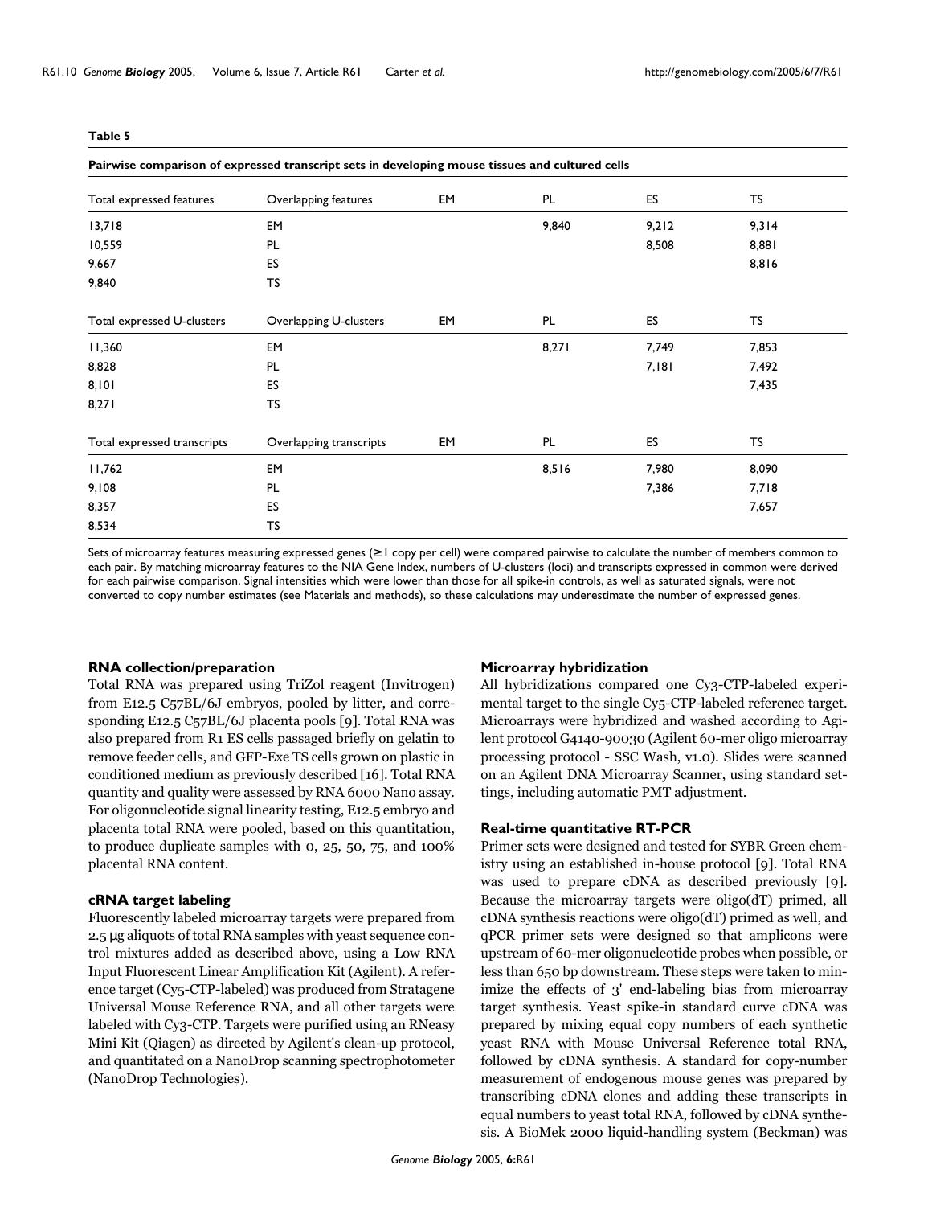**Table 5**

**Pairwise comparison of expressed transcript sets in developing mouse tissues and cultured cells**

| Total expressed features | Overlapping features | EM | PL | ES | TS |
|---|---|---|---|---|---|
| 13,718 | EM | | 9,840 | 9,212 | 9,314 |
| 10,559 | PL | | | 8,508 | 8,881 |
| 9,667 | ES | | | | 8,816 |
| 9,840 | TS | | | | |
| **Total expressed U-clusters** | **Overlapping U-clusters** | **EM** | **PL** | **ES** | **TS** |
| 11,360 | EM | | 8,271 | 7,749 | 7,853 |
| 8,828 | PL | | | 7,181 | 7,492 |
| 8,101 | ES | | | | 7,435 |
| 8,271 | TS | | | | |
| **Total expressed transcripts** | **Overlapping transcripts** | **EM** | **PL** | **ES** | **TS** |
| 11,762 | EM | | 8,516 | 7,980 | 8,090 |
| 9,108 | PL | | | 7,386 | 7,718 |
| 8,357 | ES | | | | 7,657 |
| 8,534 | TS | | | | |

Sets of microarray features measuring expressed genes (≥1 copy per cell) were compared pairwise to calculate the number of members common to each pair. By matching microarray features to the NIA Gene Index, numbers of U-clusters (loci) and transcripts expressed in common were derived for each pairwise comparison. Signal intensities which were lower than those for all spike-in controls, as well as saturated signals, were not converted to copy number estimates (see Materials and methods), so these calculations may underestimate the number of expressed genes.

### RNA collection/preparation

Total RNA was prepared using TriZol reagent (Invitrogen) from E12.5 C57BL/6J embryos, pooled by litter, and corresponding E12.5 C57BL/6J placenta pools [9]. Total RNA was also prepared from R1 ES cells passaged briefly on gelatin to remove feeder cells, and GFP-Exe TS cells grown on plastic in conditioned medium as previously described [16]. Total RNA quantity and quality were assessed by RNA 6000 Nano assay. For oligonucleotide signal linearity testing, E12.5 embryo and placenta total RNA were pooled, based on this quantitation, to produce duplicate samples with 0, 25, 50, 75, and 100% placental RNA content.

### cRNA target labeling

Fluorescently labeled microarray targets were prepared from 2.5 μg aliquots of total RNA samples with yeast sequence control mixtures added as described above, using a Low RNA Input Fluorescent Linear Amplification Kit (Agilent). A reference target (Cy5-CTP-labeled) was produced from Stratagene Universal Mouse Reference RNA, and all other targets were labeled with Cy3-CTP. Targets were purified using an RNeasy Mini Kit (Qiagen) as directed by Agilent's clean-up protocol, and quantitated on a NanoDrop scanning spectrophotometer (NanoDrop Technologies).

### Microarray hybridization

All hybridizations compared one Cy3-CTP-labeled experimental target to the single Cy5-CTP-labeled reference target. Microarrays were hybridized and washed according to Agilent protocol G4140-90030 (Agilent 60-mer oligo microarray processing protocol - SSC Wash, v1.0). Slides were scanned on an Agilent DNA Microarray Scanner, using standard settings, including automatic PMT adjustment.

### Real-time quantitative RT-PCR

Primer sets were designed and tested for SYBR Green chemistry using an established in-house protocol [9]. Total RNA was used to prepare cDNA as described previously [9]. Because the microarray targets were oligo(dT) primed, all cDNA synthesis reactions were oligo(dT) primed as well, and qPCR primer sets were designed so that amplicons were upstream of 60-mer oligonucleotide probes when possible, or less than 650 bp downstream. These steps were taken to minimize the effects of 3' end-labeling bias from microarray target synthesis. Yeast spike-in standard curve cDNA was prepared by mixing equal copy numbers of each synthetic yeast RNA with Mouse Universal Reference total RNA, followed by cDNA synthesis. A standard for copy-number measurement of endogenous mouse genes was prepared by transcribing cDNA clones and adding these transcripts in equal numbers to yeast total RNA, followed by cDNA synthesis. A BioMek 2000 liquid-handling system (Beckman) was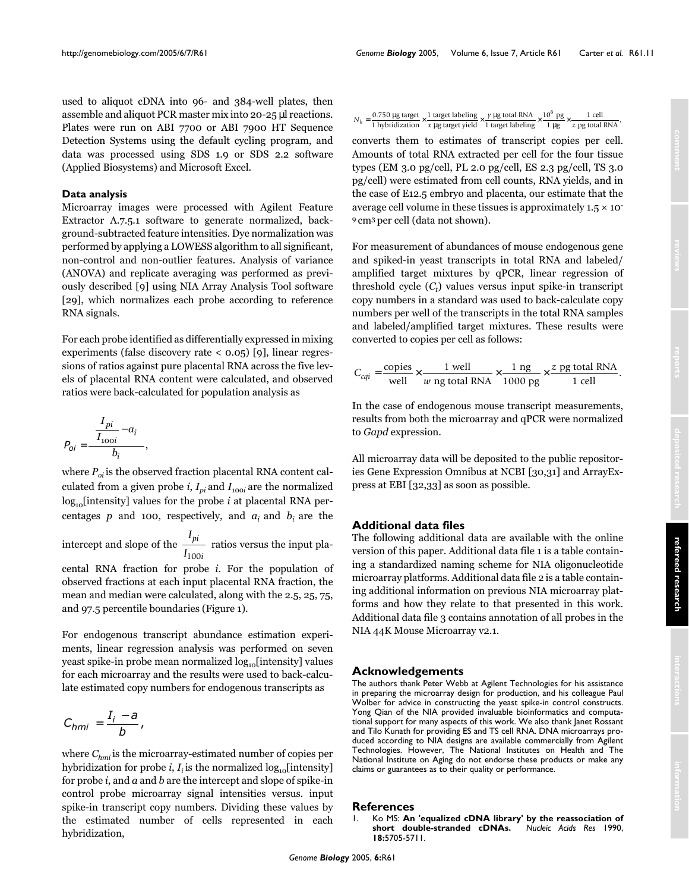used to aliquot cDNA into 96- and 384-well plates, then assemble and aliquot PCR master mix into 20-25 μl reactions. Plates were run on ABI 7700 or ABI 7900 HT Sequence Detection Systems using the default cycling program, and data was processed using SDS 1.9 or SDS 2.2 software (Applied Biosystems) and Microsoft Excel.

### Data analysis

Microarray images were processed with Agilent Feature Extractor A.7.5.1 software to generate normalized, background-subtracted feature intensities. Dye normalization was performed by applying a LOWESS algorithm to all significant, non-control and non-outlier features. Analysis of variance (ANOVA) and replicate averaging was performed as previously described [9] using NIA Array Analysis Tool software [29], which normalizes each probe according to reference RNA signals.

For each probe identified as differentially expressed in mixing experiments (false discovery rate < 0.05) [9], linear regressions of ratios against pure placental RNA across the five levels of placental RNA content were calculated, and observed ratios were back-calculated for population analysis as

$$P_{oi} = \frac{\frac{I_{pi}}{I_{100i}} - a_i}{b_i},$$

where $P_{oi}$ is the observed fraction placental RNA content calculated from a given probe $i$, $I_{pi}$ and $I_{100i}$ are the normalized $\log_{10}$[intensity] values for the probe $i$ at placental RNA percentages $p$ and 100, respectively, and $a_i$ and $b_i$ are the intercept and slope of the $\frac{I_{pi}}{I_{100i}}$ ratios versus the input placental RNA fraction for probe $i$. For the population of observed fractions at each input placental RNA fraction, the mean and median were calculated, along with the 2.5, 25, 75, and 97.5 percentile boundaries (Figure 1).

For endogenous transcript abundance estimation experiments, linear regression analysis was performed on seven yeast spike-in probe mean normalized $\log_{10}$[intensity] values for each microarray and the results were used to back-calculate estimated copy numbers for endogenous transcripts as

$$C_{hmi} = \frac{I_i - a}{b},$$

where $C_{hmi}$ is the microarray-estimated number of copies per hybridization for probe $i$, $I_i$ is the normalized $\log_{10}$[intensity] for probe $i$, and $a$ and $b$ are the intercept and slope of spike-in control probe microarray signal intensities versus. input spike-in transcript copy numbers. Dividing these values by the estimated number of cells represented in each hybridization,

$$N_h = \frac{0.750\ \mu\text{g target}}{1\ \text{hybridization}} \times \frac{1\ \text{target labeling}}{x\ \mu\text{g target yield}} \times \frac{y\ \mu\text{g total RNA}}{1\ \text{target labeling}} \times \frac{10^6\ \text{pg}}{1\ \mu\text{g}} \times \frac{1\ \text{cell}}{z\ \text{pg total RNA}},$$

converts them to estimates of transcript copies per cell. Amounts of total RNA extracted per cell for the four tissue types (EM 3.0 pg/cell, PL 2.0 pg/cell, ES 2.3 pg/cell, TS 3.0 pg/cell) were estimated from cell counts, RNA yields, and in the case of E12.5 embryo and placenta, our estimate that the average cell volume in these tissues is approximately $1.5 \times 10^{-9}$ cm$^3$ per cell (data not shown).

For measurement of abundances of mouse endogenous gene and spiked-in yeast transcripts in total RNA and labeled/amplified target mixtures by qPCR, linear regression of threshold cycle ($C_t$) values versus input spike-in transcript copy numbers in a standard was used to back-calculate copy numbers per well of the transcripts in the total RNA samples and labeled/amplified target mixtures. These results were converted to copies per cell as follows:

$$C_{cqi} = \frac{\text{copies}}{\text{well}} \times \frac{1\ \text{well}}{w\ \text{ng total RNA}} \times \frac{1\ \text{ng}}{1000\ \text{pg}} \times \frac{z\ \text{pg total RNA}}{1\ \text{cell}}.$$

In the case of endogenous mouse transcript measurements, results from both the microarray and qPCR were normalized to *Gapd* expression.

All microarray data will be deposited to the public repositories Gene Expression Omnibus at NCBI [30,31] and ArrayExpress at EBI [32,33] as soon as possible.

## Additional data files

The following additional data are available with the online version of this paper. Additional data file 1 is a table containing a standardized naming scheme for NIA oligonucleotide microarray platforms. Additional data file 2 is a table containing additional information on previous NIA microarray platforms and how they relate to that presented in this work. Additional data file 3 contains annotation of all probes in the NIA 44K Mouse Microarray v2.1.

## Acknowledgements

The authors thank Peter Webb at Agilent Technologies for his assistance in preparing the microarray design for production, and his colleague Paul Wolber for advice in constructing the yeast spike-in control constructs. Yong Qian of the NIA provided invaluable bioinformatics and computational support for many aspects of this work. We also thank Janet Rossant and Tilo Kunath for providing ES and TS cell RNA. DNA microarrays produced according to NIA designs are available commercially from Agilent Technologies. However, The National Institutes on Health and The National Institute on Aging do not endorse these products or make any claims or guarantees as to their quality or performance.

## References

1. Ko MS: **An 'equalized cDNA library' by the reassociation of short double-stranded cDNAs.** *Nucleic Acids Res* 1990, **18:**5705-5711.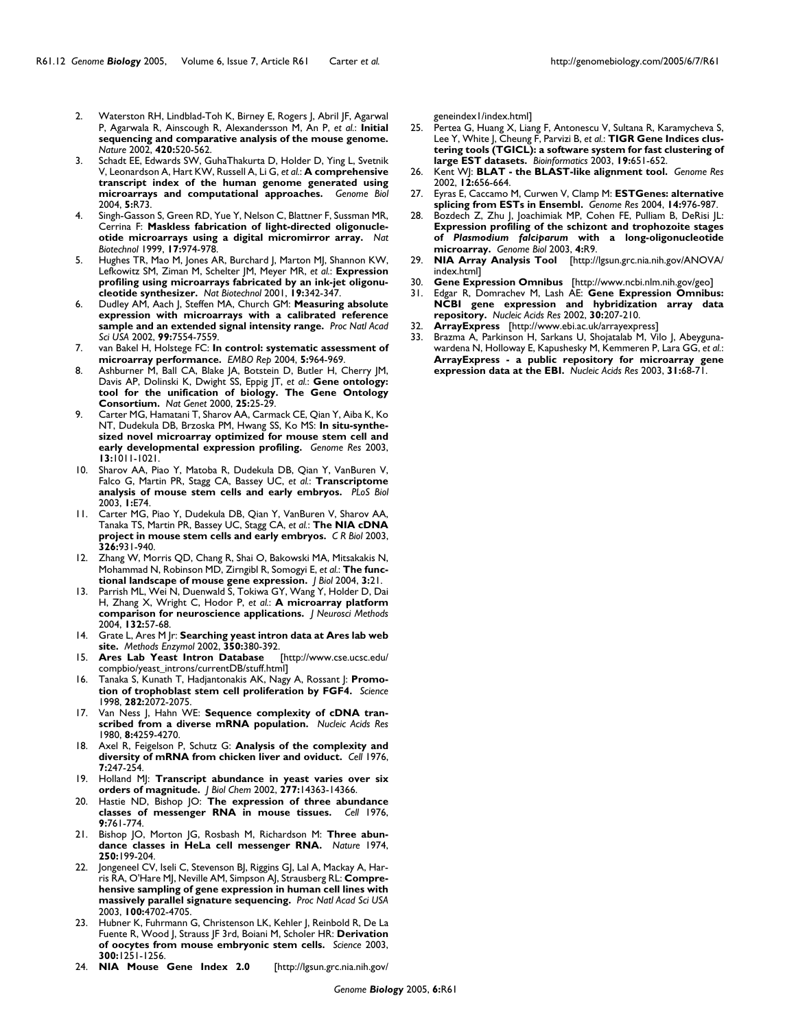2. Waterston RH, Lindblad-Toh K, Birney E, Rogers J, Abril JF, Agarwal P, Agarwala R, Ainscough R, Alexandersson M, An P, *et al.*: **Initial sequencing and comparative analysis of the mouse genome.** *Nature* 2002, **420:**520-562.
3. Schadt EE, Edwards SW, GuhaThakurta D, Holder D, Ying L, Svetnik V, Leonardson A, Hart KW, Russell A, Li G, *et al.*: **A comprehensive transcript index of the human genome generated using microarrays and computational approaches.** *Genome Biol* 2004, **5:**R73.
4. Singh-Gasson S, Green RD, Yue Y, Nelson C, Blattner F, Sussman MR, Cerrina F: **Maskless fabrication of light-directed oligonucleotide microarrays using a digital micromirror array.** *Nat Biotechnol* 1999, **17:**974-978.
5. Hughes TR, Mao M, Jones AR, Burchard J, Marton MJ, Shannon KW, Lefkowitz SM, Ziman M, Schelter JM, Meyer MR, *et al.*: **Expression profiling using microarrays fabricated by an ink-jet oligonucleotide synthesizer.** *Nat Biotechnol* 2001, **19:**342-347.
6. Dudley AM, Aach J, Steffen MA, Church GM: **Measuring absolute expression with microarrays with a calibrated reference sample and an extended signal intensity range.** *Proc Natl Acad Sci USA* 2002, **99:**7554-7559.
7. van Bakel H, Holstege FC: **In control: systematic assessment of microarray performance.** *EMBO Rep* 2004, **5:**964-969.
8. Ashburner M, Ball CA, Blake JA, Botstein D, Butler H, Cherry JM, Davis AP, Dolinski K, Dwight SS, Eppig JT, *et al.*: **Gene ontology: tool for the unification of biology. The Gene Ontology Consortium.** *Nat Genet* 2000, **25:**25-29.
9. Carter MG, Hamatani T, Sharov AA, Carmack CE, Qian Y, Aiba K, Ko NT, Dudekula DB, Brzoska PM, Hwang SS, Ko MS: **In situ-synthesized novel microarray optimized for mouse stem cell and early developmental expression profiling.** *Genome Res* 2003, **13:**1011-1021.
10. Sharov AA, Piao Y, Matoba R, Dudekula DB, Qian Y, VanBuren V, Falco G, Martin PR, Stagg CA, Bassey UC, *et al.*: **Transcriptome analysis of mouse stem cells and early embryos.** *PLoS Biol* 2003, **1:**E74.
11. Carter MG, Piao Y, Dudekula DB, Qian Y, VanBuren V, Sharov AA, Tanaka TS, Martin PR, Bassey UC, Stagg CA, *et al.*: **The NIA cDNA project in mouse stem cells and early embryos.** *C R Biol* 2003, **326:**931-940.
12. Zhang W, Morris QD, Chang R, Shai O, Bakowski MA, Mitsakakis N, Mohammad N, Robinson MD, Zirngibl R, Somogyi E, *et al.*: **The functional landscape of mouse gene expression.** *J Biol* 2004, **3:**21.
13. Parrish ML, Wei N, Duenwald S, Tokiwa GY, Wang Y, Holder D, Dai H, Zhang X, Wright C, Hodor P, *et al.*: **A microarray platform comparison for neuroscience applications.** *J Neurosci Methods* 2004, **132:**57-68.
14. Grate L, Ares M Jr: **Searching yeast intron data at Ares lab web site.** *Methods Enzymol* 2002, **350:**380-392.
15. **Ares Lab Yeast Intron Database** [http://www.cse.ucsc.edu/compbio/yeast_introns/currentDB/stuff.html]
16. Tanaka S, Kunath T, Hadjantonakis AK, Nagy A, Rossant J: **Promotion of trophoblast stem cell proliferation by FGF4.** *Science* 1998, **282:**2072-2075.
17. Van Ness J, Hahn WE: **Sequence complexity of cDNA transcribed from a diverse mRNA population.** *Nucleic Acids Res* 1980, **8:**4259-4270.
18. Axel R, Feigelson P, Schutz G: **Analysis of the complexity and diversity of mRNA from chicken liver and oviduct.** *Cell* 1976, **7:**247-254.
19. Holland MJ: **Transcript abundance in yeast varies over six orders of magnitude.** *J Biol Chem* 2002, **277:**14363-14366.
20. Hastie ND, Bishop JO: **The expression of three abundance classes of messenger RNA in mouse tissues.** *Cell* 1976, **9:**761-774.
21. Bishop JO, Morton JG, Rosbash M, Richardson M: **Three abundance classes in HeLa cell messenger RNA.** *Nature* 1974, **250:**199-204.
22. Jongeneel CV, Iseli C, Stevenson BJ, Riggins GJ, Lal A, Mackay A, Harris RA, O'Hare MJ, Neville AM, Simpson AJ, Strausberg RL: **Comprehensive sampling of gene expression in human cell lines with massively parallel signature sequencing.** *Proc Natl Acad Sci USA* 2003, **100:**4702-4705.
23. Hubner K, Fuhrmann G, Christenson LK, Kehler J, Reinbold R, De La Fuente R, Wood J, Strauss JF 3rd, Boiani M, Scholer HR: **Derivation of oocytes from mouse embryonic stem cells.** *Science* 2003, **300:**1251-1256.
24. **NIA Mouse Gene Index 2.0** [http://lgsun.grc.nia.nih.gov/geneindex1/index.html]
25. Pertea G, Huang X, Liang F, Antonescu V, Sultana R, Karamycheva S, Lee Y, White J, Cheung F, Parvizi B, *et al.*: **TIGR Gene Indices clustering tools (TGICL): a software system for fast clustering of large EST datasets.** *Bioinformatics* 2003, **19:**651-652.
26. Kent WJ: **BLAT - the BLAST-like alignment tool.** *Genome Res* 2002, **12:**656-664.
27. Eyras E, Caccamo M, Curwen V, Clamp M: **ESTGenes: alternative splicing from ESTs in Ensembl.** *Genome Res* 2004, **14:**976-987.
28. Bozdech Z, Zhu J, Joachimiak MP, Cohen FE, Pulliam B, DeRisi JL: **Expression profiling of the schizont and trophozoite stages of *Plasmodium falciparum* with a long-oligonucleotide microarray.** *Genome Biol* 2003, **4:**R9.
29. **NIA Array Analysis Tool** [http://lgsun.grc.nia.nih.gov/ANOVA/index.html]
30. **Gene Expression Omnibus** [http://www.ncbi.nlm.nih.gov/geo]
31. Edgar R, Domrachev M, Lash AE: **Gene Expression Omnibus: NCBI gene expression and hybridization array data repository.** *Nucleic Acids Res* 2002, **30:**207-210.
32. **ArrayExpress** [http://www.ebi.ac.uk/arrayexpress]
33. Brazma A, Parkinson H, Sarkans U, Shojatalab M, Vilo J, Abeygunawardena N, Holloway E, Kapushesky M, Kemmeren P, Lara GG, *et al.*: **ArrayExpress - a public repository for microarray gene expression data at the EBI.** *Nucleic Acids Res* 2003, **31:**68-71.